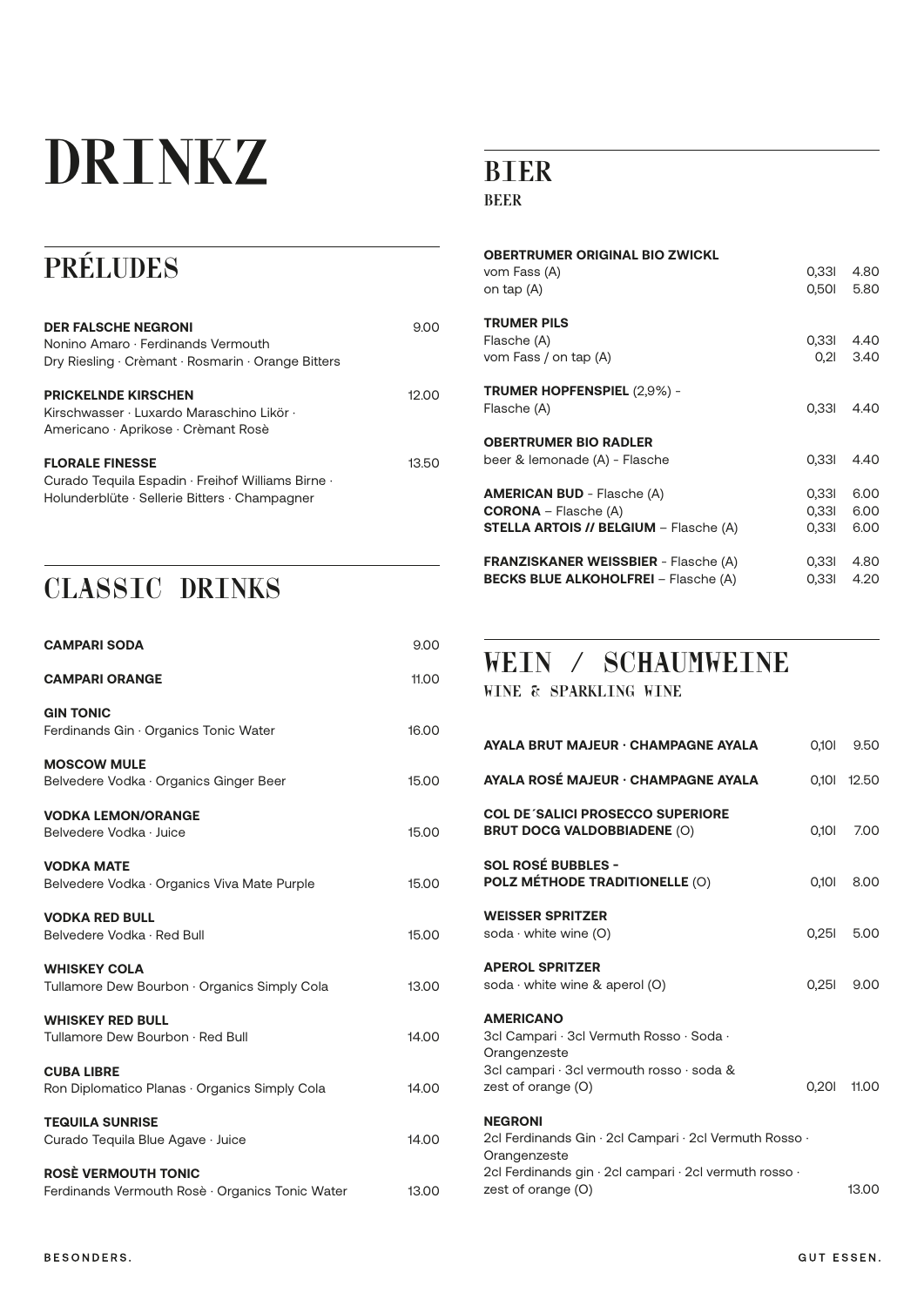# DRINKZ

## PRÉLUDES

**DER FALSCHE NEGRONI** 9.00
Nonino Amaro · Ferdinands Vermouth
Dry Riesling · Crèmant · Rosmarin · Orange Bitters

**PRICKELNDE KIRSCHEN** 12.00
Kirschwasser · Luxardo Maraschino Likör ·
Americano · Aprikose · Crèmant Rosè

**FLORALE FINESSE** 13.50
Curado Tequila Espadin · Freihof Williams Birne ·
Holunderblüte · Sellerie Bitters · Champagner

## CLASSIC DRINKS

**CAMPARI SODA** 9.00

**CAMPARI ORANGE** 11.00

**GIN TONIC** 16.00
Ferdinands Gin · Organics Tonic Water

**MOSCOW MULE** 15.00
Belvedere Vodka · Organics Ginger Beer

**VODKA LEMON/ORANGE** 15.00
Belvedere Vodka · Juice

**VODKA MATE** 15.00
Belvedere Vodka · Organics Viva Mate Purple

**VODKA RED BULL** 15.00
Belvedere Vodka · Red Bull

**WHISKEY COLA** 13.00
Tullamore Dew Bourbon · Organics Simply Cola

**WHISKEY RED BULL** 14.00
Tullamore Dew Bourbon · Red Bull

**CUBA LIBRE** 14.00
Ron Diplomatico Planas · Organics Simply Cola

**TEQUILA SUNRISE** 14.00
Curado Tequila Blue Agave · Juice

**ROSÈ VERMOUTH TONIC** 13.00
Ferdinands Vermouth Rosè · Organics Tonic Water

## BIER

### BEER

**OBERTRUMER ORIGINAL BIO ZWICKL**
vom Fass (A) 0,33l 4.80
on tap (A) 0,50l 5.80

**TRUMER PILS**
Flasche (A) 0,33l 4.40
vom Fass / on tap (A) 0,2l 3.40

**TRUMER HOPFENSPIEL** (2,9%) -
Flasche (A) 0,33l 4.40

**OBERTRUMER BIO RADLER**
beer & lemonade (A) - Flasche 0,33l 4.40

**AMERICAN BUD** - Flasche (A) 0,33l 6.00
**CORONA** – Flasche (A) 0,33l 6.00
**STELLA ARTOIS // BELGIUM** – Flasche (A) 0,33l 6.00

**FRANZISKANER WEISSBIER** - Flasche (A) 0,33l 4.80
**BECKS BLUE ALKOHOLFREI** – Flasche (A) 0,33l 4.20

## WEIN / SCHAUMWEINE

### WINE & SPARKLING WINE

**AYALA BRUT MAJEUR · CHAMPAGNE AYALA** 0,10l 9.50

**AYALA ROSÉ MAJEUR · CHAMPAGNE AYALA** 0,10l 12.50

**COL DE´SALICI PROSECCO SUPERIORE**
**BRUT DOCG VALDOBBIADENE** (O) 0,10l 7.00

**SOL ROSÉ BUBBLES -**
**POLZ MÉTHODE TRADITIONELLE** (O) 0,10l 8.00

**WEISSER SPRITZER**
soda · white wine (O) 0,25l 5.00

**APEROL SPRITZER**
soda · white wine & aperol (O) 0,25l 9.00

**AMERICANO**
3cl Campari · 3cl Vermuth Rosso · Soda ·
Orangenzeste
3cl campari · 3cl vermouth rosso · soda &
zest of orange (O) 0,20l 11.00

**NEGRONI**
2cl Ferdinands Gin · 2cl Campari · 2cl Vermuth Rosso ·
Orangenzeste
2cl Ferdinands gin · 2cl campari · 2cl vermuth rosso ·
zest of orange (O) 13.00

BESONDERS. GUT ESSEN.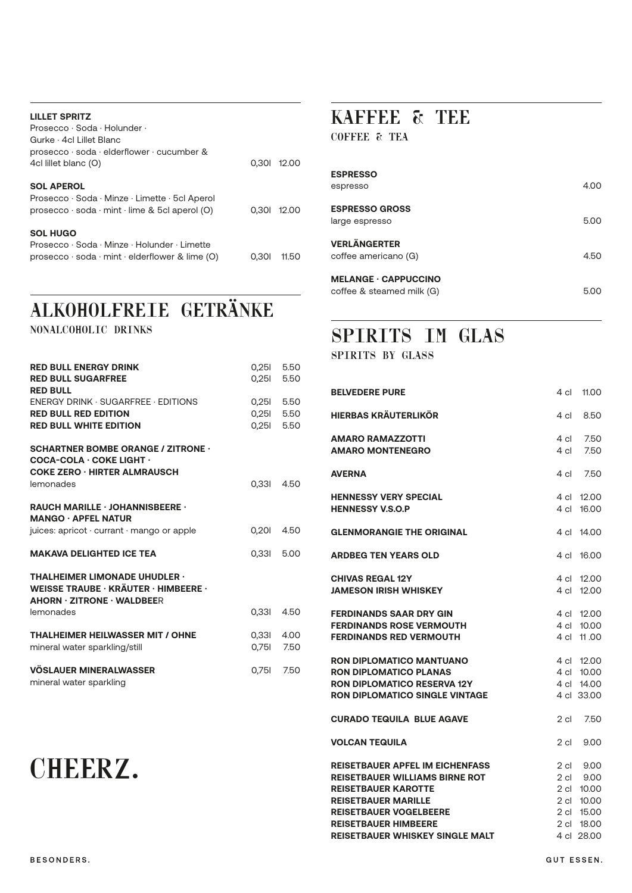**LILLET SPRITZ**
Prosecco · Soda · Holunder · Gurke · 4cl Lillet Blanc
prosecco · soda · elderflower · cucumber & 4cl lillet blanc (O) — 0,30l 12.00

**SOL APEROL**
Prosecco · Soda · Minze · Limette · 5cl Aperol
prosecco · soda · mint · lime & 5cl aperol (O) — 0,30l 12.00

**SOL HUGO**
Prosecco · Soda · Minze · Holunder · Limette
prosecco · soda · mint · elderflower & lime (O) — 0,30l 11.50

## ALKOHOLFREIE GETRÄNKE
### NONALCOHOLIC DRINKS

| | | |
|---|---|---|
| **RED BULL ENERGY DRINK** | 0,25l | 5.50 |
| **RED BULL SUGARFREE** | 0,25l | 5.50 |
| **RED BULL** ENERGY DRINK · SUGARFREE · EDITIONS | 0,25l | 5.50 |
| **RED BULL RED EDITION** | 0,25l | 5.50 |
| **RED BULL WHITE EDITION** | 0,25l | 5.50 |
| **SCHARTNER BOMBE ORANGE / ZITRONE · COCA-COLA · COKE LIGHT · COKE ZERO · HIRTER ALMRAUSCH** lemonades | 0,33l | 4.50 |
| **RAUCH MARILLE · JOHANNISBEERE · MANGO · APFEL NATUR** juices: apricot · currant · mango or apple | 0,20l | 4.50 |
| **MAKAVA DELIGHTED ICE TEA** | 0,33l | 5.00 |
| **THALHEIMER LIMONADE UHUDLER · WEISSE TRAUBE · KRÄUTER · HIMBEERE · AHORN · ZITRONE · WALDBEER** lemonades | 0,33l | 4.50 |
| **THALHEIMER HEILWASSER MIT / OHNE** mineral water sparkling/still | 0,33l | 4.00 |
| | 0,75l | 7.50 |
| **VÖSLAUER MINERALWASSER** mineral water sparkling | 0,75l | 7.50 |

# CHEERZ.

## KAFFEE & TEE
### COFFEE & TEA

| | |
|---|---|
| **ESPRESSO** espresso | 4.00 |
| **ESPRESSO GROSS** large espresso | 5.00 |
| **VERLÄNGERTER** coffee americano (G) | 4.50 |
| **MELANGE · CAPPUCCINO** coffee & steamed milk (G) | 5.00 |

## SPIRITS IM GLAS
### SPIRITS BY GLASS

| | | |
|---|---|---|
| **BELVEDERE PURE** | 4 cl | 11.00 |
| **HIERBAS KRÄUTERLIKÖR** | 4 cl | 8.50 |
| **AMARO RAMAZZOTTI** | 4 cl | 7.50 |
| **AMARO MONTENEGRO** | 4 cl | 7.50 |
| **AVERNA** | 4 cl | 7.50 |
| **HENNESSY VERY SPECIAL** | 4 cl | 12.00 |
| **HENNESSY V.S.O.P** | 4 cl | 16.00 |
| **GLENMORANGIE THE ORIGINAL** | 4 cl | 14.00 |
| **ARDBEG TEN YEARS OLD** | 4 cl | 16.00 |
| **CHIVAS REGAL 12Y** | 4 cl | 12.00 |
| **JAMESON IRISH WHISKEY** | 4 cl | 12.00 |
| **FERDINANDS SAAR DRY GIN** | 4 cl | 12.00 |
| **FERDINANDS ROSE VERMOUTH** | 4 cl | 10.00 |
| **FERDINANDS RED VERMOUTH** | 4 cl | 11 .00 |
| **RON DIPLOMATICO MANTUANO** | 4 cl | 12.00 |
| **RON DIPLOMATICO PLANAS** | 4 cl | 10.00 |
| **RON DIPLOMATICO RESERVA 12Y** | 4 cl | 14.00 |
| **RON DIPLOMATICO SINGLE VINTAGE** | 4 cl | 33.00 |
| **CURADO TEQUILA BLUE AGAVE** | 2 cl | 7.50 |
| **VOLCAN TEQUILA** | 2 cl | 9.00 |
| **REISETBAUER APFEL IM EICHENFASS** | 2 cl | 9.00 |
| **REISETBAUER WILLIAMS BIRNE ROT** | 2 cl | 9.00 |
| **REISETBAUER KAROTTE** | 2 cl | 10.00 |
| **REISETBAUER MARILLE** | 2 cl | 10.00 |
| **REISETBAUER VOGELBEERE** | 2 cl | 15.00 |
| **REISETBAUER HIMBEERE** | 2 cl | 18.00 |
| **REISETBAUER WHISKEY SINGLE MALT** | 4 cl | 28.00 |